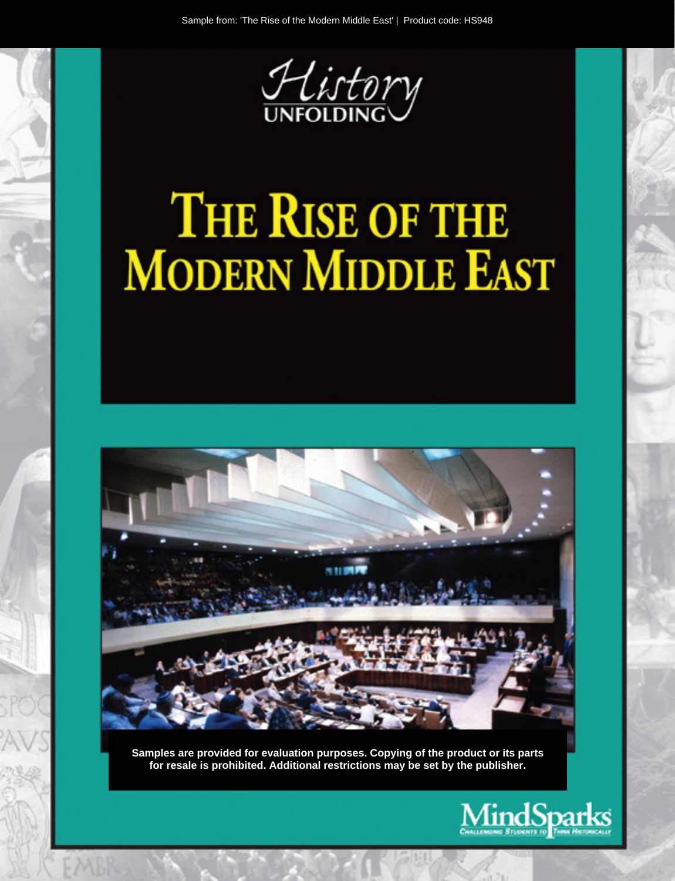Sample from: 'The Rise of the Modern Middle East' | Product code: HS948

History
UNFOLDING

# THE RISE OF THE MODERN MIDDLE EAST

**Samples are provided for evaluation purposes. Copying of the product or its parts for resale is prohibited. Additional restrictions may be set by the publisher.**

MindSparks
CHALLENGING STUDENTS TO THINK HISTORICALLY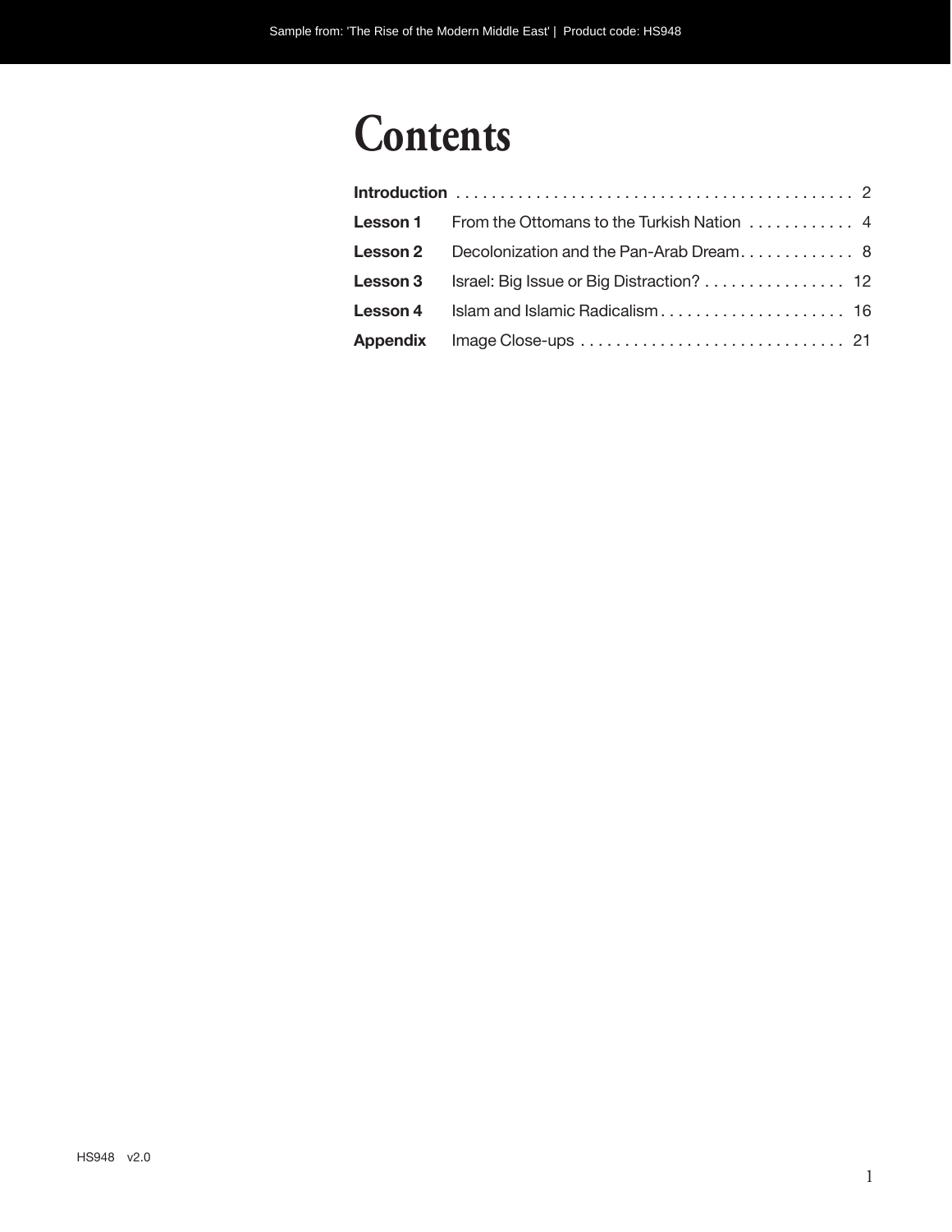# Contents

| | | |
|---|---|---|
| **Introduction** | | 2 |
| **Lesson 1** | From the Ottomans to the Turkish Nation | 4 |
| **Lesson 2** | Decolonization and the Pan-Arab Dream | 8 |
| **Lesson 3** | Israel: Big Issue or Big Distraction? | 12 |
| **Lesson 4** | Islam and Islamic Radicalism | 16 |
| **Appendix** | Image Close-ups | 21 |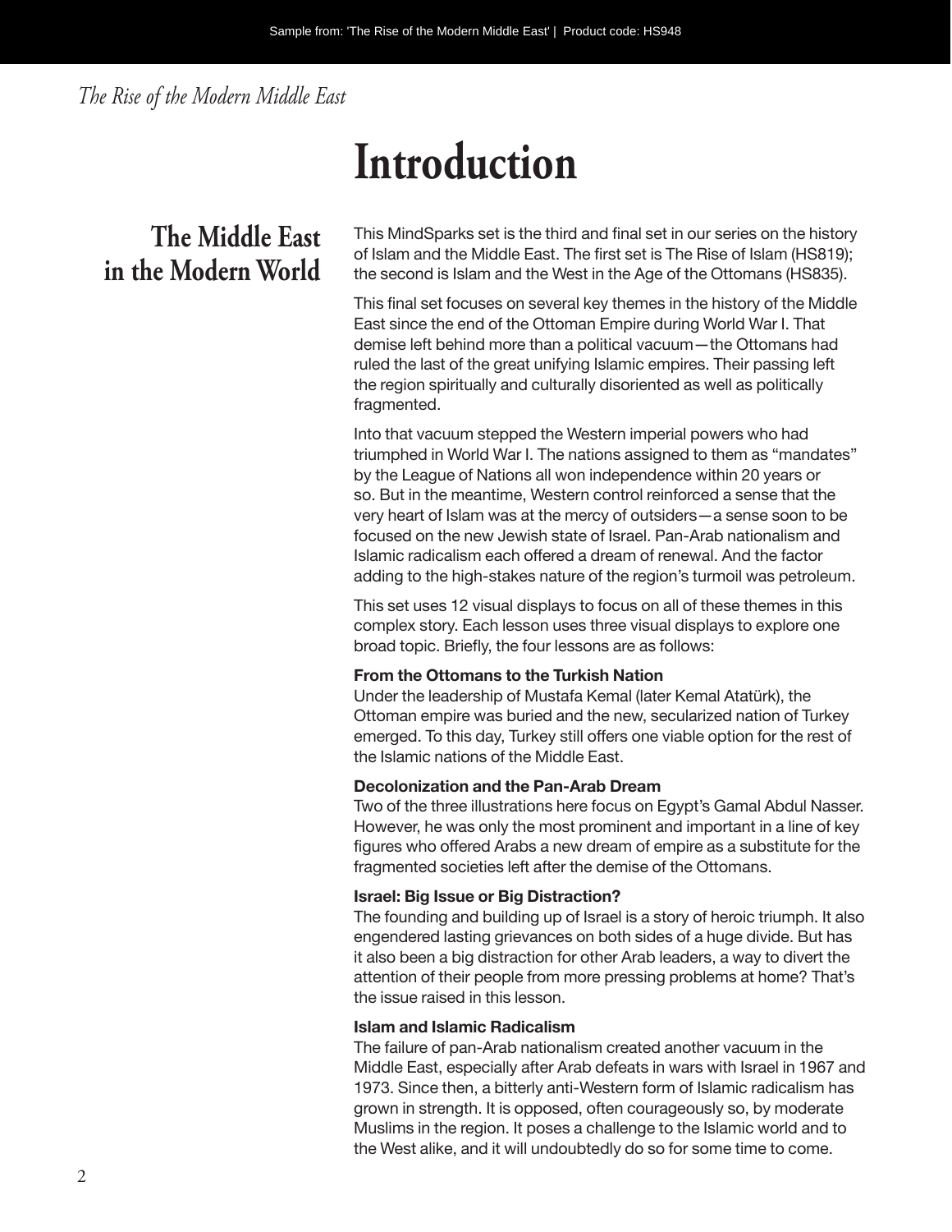# Introduction

## The Middle East in the Modern World

This MindSparks set is the third and final set in our series on the history of Islam and the Middle East. The first set is The Rise of Islam (HS819); the second is Islam and the West in the Age of the Ottomans (HS835).

This final set focuses on several key themes in the history of the Middle East since the end of the Ottoman Empire during World War I. That demise left behind more than a political vacuum—the Ottomans had ruled the last of the great unifying Islamic empires. Their passing left the region spiritually and culturally disoriented as well as politically fragmented.

Into that vacuum stepped the Western imperial powers who had triumphed in World War I. The nations assigned to them as "mandates" by the League of Nations all won independence within 20 years or so. But in the meantime, Western control reinforced a sense that the very heart of Islam was at the mercy of outsiders—a sense soon to be focused on the new Jewish state of Israel. Pan-Arab nationalism and Islamic radicalism each offered a dream of renewal. And the factor adding to the high-stakes nature of the region's turmoil was petroleum.

This set uses 12 visual displays to focus on all of these themes in this complex story. Each lesson uses three visual displays to explore one broad topic. Briefly, the four lessons are as follows:

**From the Ottomans to the Turkish Nation**
Under the leadership of Mustafa Kemal (later Kemal Atatürk), the Ottoman empire was buried and the new, secularized nation of Turkey emerged. To this day, Turkey still offers one viable option for the rest of the Islamic nations of the Middle East.

**Decolonization and the Pan-Arab Dream**
Two of the three illustrations here focus on Egypt's Gamal Abdul Nasser. However, he was only the most prominent and important in a line of key figures who offered Arabs a new dream of empire as a substitute for the fragmented societies left after the demise of the Ottomans.

**Israel: Big Issue or Big Distraction?**
The founding and building up of Israel is a story of heroic triumph. It also engendered lasting grievances on both sides of a huge divide. But has it also been a big distraction for other Arab leaders, a way to divert the attention of their people from more pressing problems at home? That's the issue raised in this lesson.

**Islam and Islamic Radicalism**
The failure of pan-Arab nationalism created another vacuum in the Middle East, especially after Arab defeats in wars with Israel in 1967 and 1973. Since then, a bitterly anti-Western form of Islamic radicalism has grown in strength. It is opposed, often courageously so, by moderate Muslims in the region. It poses a challenge to the Islamic world and to the West alike, and it will undoubtedly do so for some time to come.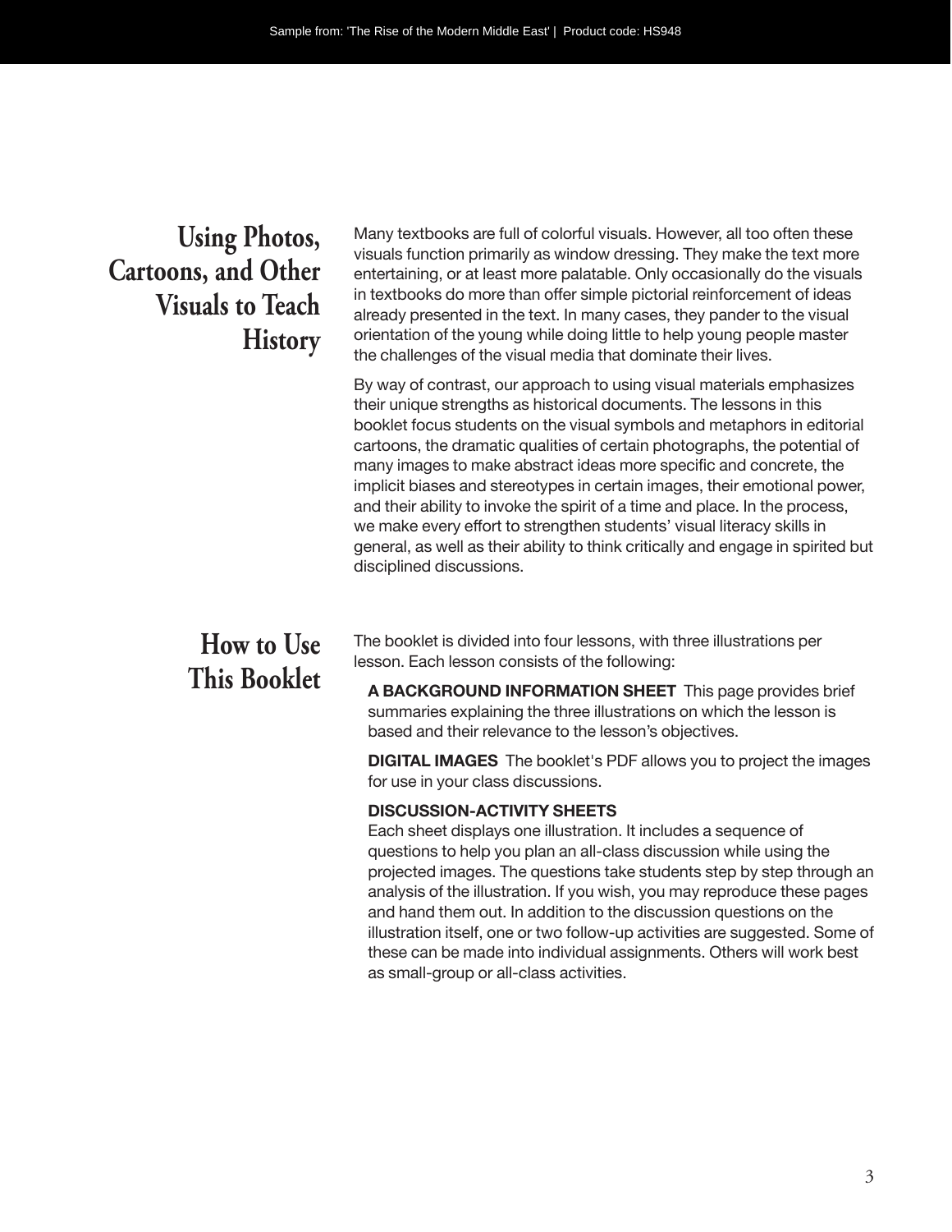## Using Photos, Cartoons, and Other Visuals to Teach History

Many textbooks are full of colorful visuals. However, all too often these visuals function primarily as window dressing. They make the text more entertaining, or at least more palatable. Only occasionally do the visuals in textbooks do more than offer simple pictorial reinforcement of ideas already presented in the text. In many cases, they pander to the visual orientation of the young while doing little to help young people master the challenges of the visual media that dominate their lives.

By way of contrast, our approach to using visual materials emphasizes their unique strengths as historical documents. The lessons in this booklet focus students on the visual symbols and metaphors in editorial cartoons, the dramatic qualities of certain photographs, the potential of many images to make abstract ideas more specific and concrete, the implicit biases and stereotypes in certain images, their emotional power, and their ability to invoke the spirit of a time and place. In the process, we make every effort to strengthen students' visual literacy skills in general, as well as their ability to think critically and engage in spirited but disciplined discussions.

## How to Use This Booklet

The booklet is divided into four lessons, with three illustrations per lesson. Each lesson consists of the following:

**A BACKGROUND INFORMATION SHEET** This page provides brief summaries explaining the three illustrations on which the lesson is based and their relevance to the lesson's objectives.

**DIGITAL IMAGES** The booklet's PDF allows you to project the images for use in your class discussions.

**DISCUSSION-ACTIVITY SHEETS**
Each sheet displays one illustration. It includes a sequence of questions to help you plan an all-class discussion while using the projected images. The questions take students step by step through an analysis of the illustration. If you wish, you may reproduce these pages and hand them out. In addition to the discussion questions on the illustration itself, one or two follow-up activities are suggested. Some of these can be made into individual assignments. Others will work best as small-group or all-class activities.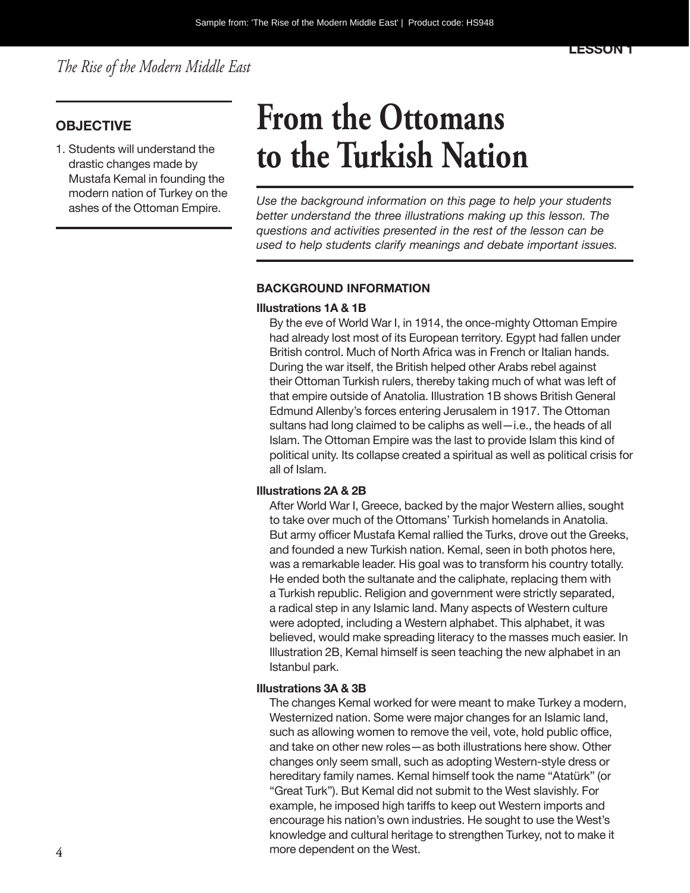## OBJECTIVE

1. Students will understand the drastic changes made by Mustafa Kemal in founding the modern nation of Turkey on the ashes of the Ottoman Empire.

# From the Ottomans to the Turkish Nation

*Use the background information on this page to help your students better understand the three illustrations making up this lesson. The questions and activities presented in the rest of the lesson can be used to help students clarify meanings and debate important issues.*

### BACKGROUND INFORMATION

**Illustrations 1A & 1B**

By the eve of World War I, in 1914, the once-mighty Ottoman Empire had already lost most of its European territory. Egypt had fallen under British control. Much of North Africa was in French or Italian hands. During the war itself, the British helped other Arabs rebel against their Ottoman Turkish rulers, thereby taking much of what was left of that empire outside of Anatolia. Illustration 1B shows British General Edmund Allenby's forces entering Jerusalem in 1917. The Ottoman sultans had long claimed to be caliphs as well—i.e., the heads of all Islam. The Ottoman Empire was the last to provide Islam this kind of political unity. Its collapse created a spiritual as well as political crisis for all of Islam.

**Illustrations 2A & 2B**

After World War I, Greece, backed by the major Western allies, sought to take over much of the Ottomans' Turkish homelands in Anatolia. But army officer Mustafa Kemal rallied the Turks, drove out the Greeks, and founded a new Turkish nation. Kemal, seen in both photos here, was a remarkable leader. His goal was to transform his country totally. He ended both the sultanate and the caliphate, replacing them with a Turkish republic. Religion and government were strictly separated, a radical step in any Islamic land. Many aspects of Western culture were adopted, including a Western alphabet. This alphabet, it was believed, would make spreading literacy to the masses much easier. In Illustration 2B, Kemal himself is seen teaching the new alphabet in an Istanbul park.

**Illustrations 3A & 3B**

The changes Kemal worked for were meant to make Turkey a modern, Westernized nation. Some were major changes for an Islamic land, such as allowing women to remove the veil, vote, hold public office, and take on other new roles—as both illustrations here show. Other changes only seem small, such as adopting Western-style dress or hereditary family names. Kemal himself took the name "Atatürk" (or "Great Turk"). But Kemal did not submit to the West slavishly. For example, he imposed high tariffs to keep out Western imports and encourage his nation's own industries. He sought to use the West's knowledge and cultural heritage to strengthen Turkey, not to make it more dependent on the West.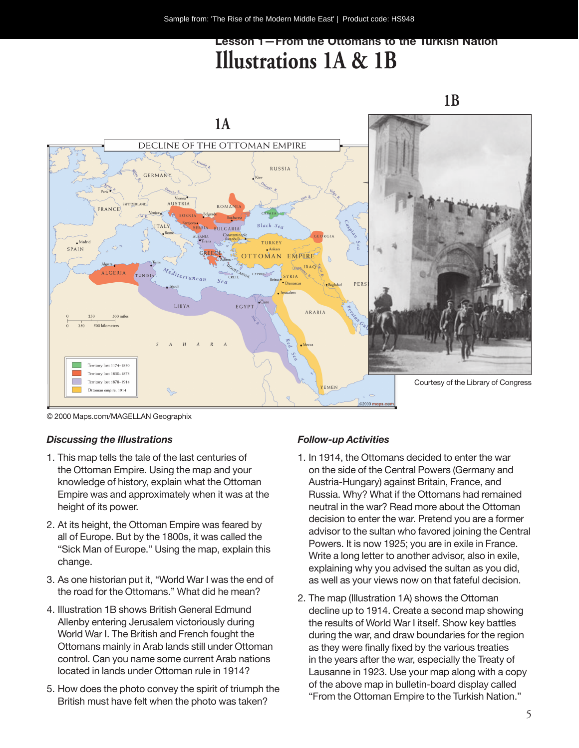## Lesson 1—From the Ottomans to the Turkish Nation

# Illustrations 1A & 1B

1A

DECLINE OF THE OTTOMAN EMPIRE

Territory lost 1174–1830

Territory lost 1830–1878

Territory lost 1878–1914

Ottoman empire, 1914

© 2000 Maps.com/MAGELLAN Geographix

1B

Courtesy of the Library of Congress

### *Discussing the Illustrations*

1. This map tells the tale of the last centuries of the Ottoman Empire. Using the map and your knowledge of history, explain what the Ottoman Empire was and approximately when it was at the height of its power.

2. At its height, the Ottoman Empire was feared by all of Europe. But by the 1800s, it was called the "Sick Man of Europe." Using the map, explain this change.

3. As one historian put it, "World War I was the end of the road for the Ottomans." What did he mean?

4. Illustration 1B shows British General Edmund Allenby entering Jerusalem victoriously during World War I. The British and French fought the Ottomans mainly in Arab lands still under Ottoman control. Can you name some current Arab nations located in lands under Ottoman rule in 1914?

5. How does the photo convey the spirit of triumph the British must have felt when the photo was taken?

### *Follow-up Activities*

1. In 1914, the Ottomans decided to enter the war on the side of the Central Powers (Germany and Austria-Hungary) against Britain, France, and Russia. Why? What if the Ottomans had remained neutral in the war? Read more about the Ottoman decision to enter the war. Pretend you are a former advisor to the sultan who favored joining the Central Powers. It is now 1925; you are in exile in France. Write a long letter to another advisor, also in exile, explaining why you advised the sultan as you did, as well as your views now on that fateful decision.

2. The map (Illustration 1A) shows the Ottoman decline up to 1914. Create a second map showing the results of World War I itself. Show key battles during the war, and draw boundaries for the region as they were finally fixed by the various treaties in the years after the war, especially the Treaty of Lausanne in 1923. Use your map along with a copy of the above map in bulletin-board display called "From the Ottoman Empire to the Turkish Nation."